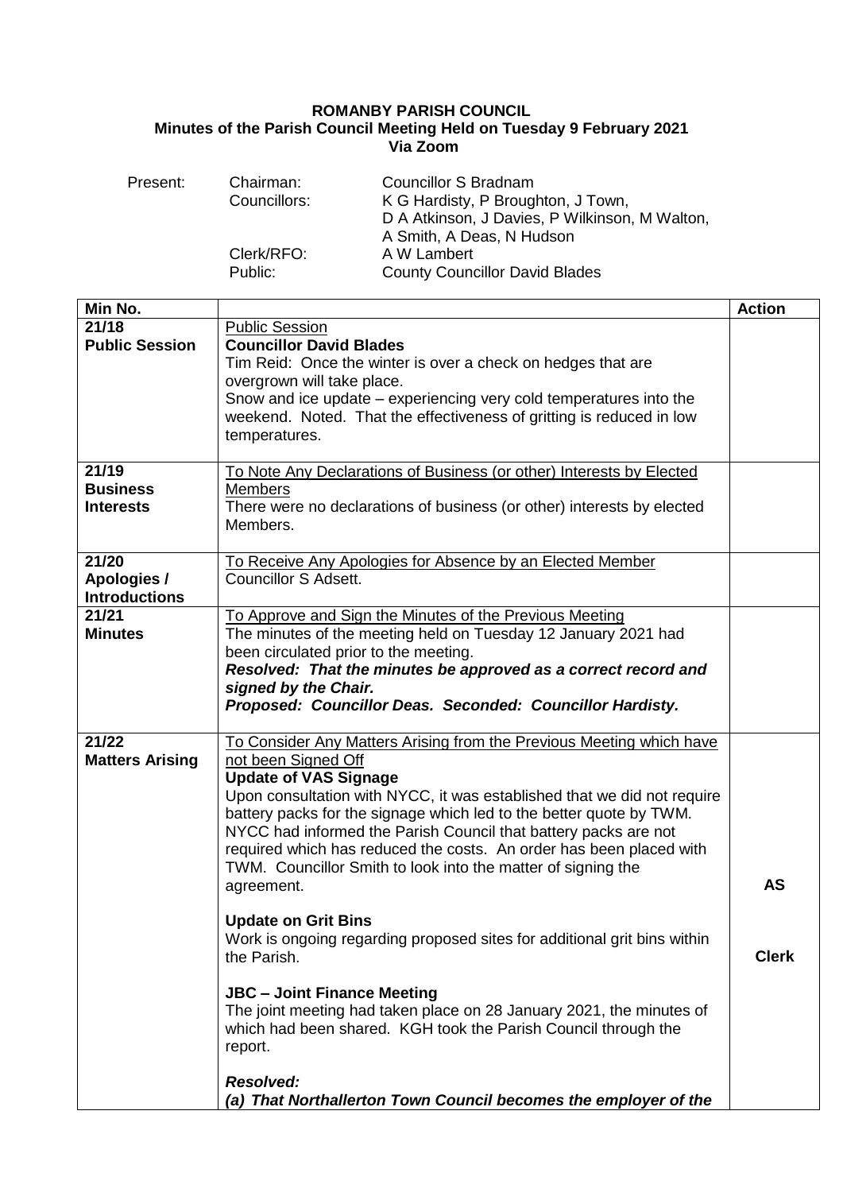**ROMANBY PARISH COUNCIL**
**Minutes of the Parish Council Meeting Held on Tuesday 9 February 2021**
**Via Zoom**

| Present: | Chairman: | Councillor S Bradnam |
|---|---|---|
| | Councillors: | K G Hardisty, P Broughton, J Town, D A Atkinson, J Davies, P Wilkinson, M Walton, A Smith, A Deas, N Hudson |
| | Clerk/RFO: | A W Lambert |
| | Public: | County Councillor David Blades |

| Min No. | | Action |
|---|---|---|
| **21/18 Public Session** | Public Session<br>**Councillor David Blades**<br>Tim Reid: Once the winter is over a check on hedges that are overgrown will take place.<br>Snow and ice update – experiencing very cold temperatures into the weekend. Noted. That the effectiveness of gritting is reduced in low temperatures. | |
| **21/19 Business Interests** | To Note Any Declarations of Business (or other) Interests by Elected Members<br>There were no declarations of business (or other) interests by elected Members. | |
| **21/20 Apologies / Introductions** | To Receive Any Apologies for Absence by an Elected Member<br>Councillor S Adsett. | |
| **21/21 Minutes** | To Approve and Sign the Minutes of the Previous Meeting<br>The minutes of the meeting held on Tuesday 12 January 2021 had been circulated prior to the meeting.<br>***Resolved: That the minutes be approved as a correct record and signed by the Chair.***<br>***Proposed: Councillor Deas. Seconded: Councillor Hardisty.*** | |
| **21/22 Matters Arising** | To Consider Any Matters Arising from the Previous Meeting which have not been Signed Off<br>**Update of VAS Signage**<br>Upon consultation with NYCC, it was established that we did not require battery packs for the signage which led to the better quote by TWM. NYCC had informed the Parish Council that battery packs are not required which has reduced the costs. An order has been placed with TWM. Councillor Smith to look into the matter of signing the agreement. | **AS** |
| | **Update on Grit Bins**<br>Work is ongoing regarding proposed sites for additional grit bins within the Parish. | **Clerk** |
| | **JBC – Joint Finance Meeting**<br>The joint meeting had taken place on 28 January 2021, the minutes of which had been shared. KGH took the Parish Council through the report.<br><br>***Resolved:***<br>***(a) That Northallerton Town Council becomes the employer of the*** | |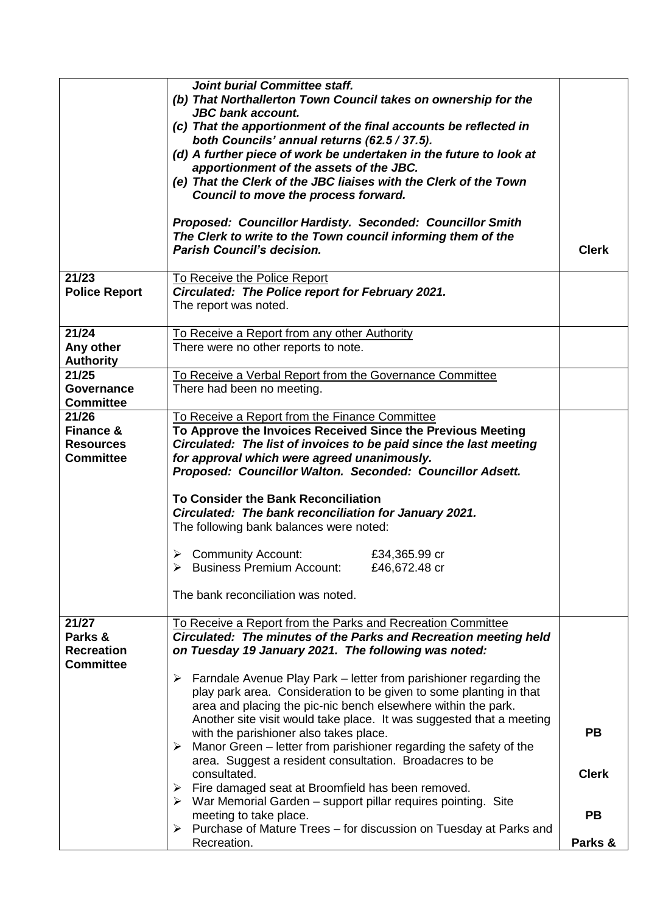| | | |
|---|---|---|
| | ***Joint burial Committee staff.***<br>***(b) That Northallerton Town Council takes on ownership for the JBC bank account.***<br>***(c) That the apportionment of the final accounts be reflected in both Councils' annual returns (62.5 / 37.5).***<br>***(d) A further piece of work be undertaken in the future to look at apportionment of the assets of the JBC.***<br>***(e) That the Clerk of the JBC liaises with the Clerk of the Town Council to move the process forward.***<br><br>***Proposed: Councillor Hardisty. Seconded: Councillor Smith***<br>***The Clerk to write to the Town council informing them of the Parish Council's decision.*** | **Clerk** |
| **21/23**<br>**Police Report** | To Receive the Police Report<br>***Circulated: The Police report for February 2021.***<br>The report was noted. | |
| **21/24**<br>**Any other Authority** | To Receive a Report from any other Authority<br>There were no other reports to note. | |
| **21/25**<br>**Governance Committee** | To Receive a Verbal Report from the Governance Committee<br>There had been no meeting. | |
| **21/26**<br>**Finance & Resources Committee** | To Receive a Report from the Finance Committee<br>**To Approve the Invoices Received Since the Previous Meeting**<br>***Circulated: The list of invoices to be paid since the last meeting for approval which were agreed unanimously.***<br>***Proposed: Councillor Walton. Seconded: Councillor Adsett.***<br><br>**To Consider the Bank Reconciliation**<br>***Circulated: The bank reconciliation for January 2021.***<br>The following bank balances were noted:<br><br>➢ Community Account: £34,365.99 cr<br>➢ Business Premium Account: £46,672.48 cr<br><br>The bank reconciliation was noted. | |
| **21/27**<br>**Parks & Recreation Committee** | To Receive a Report from the Parks and Recreation Committee<br>***Circulated: The minutes of the Parks and Recreation meeting held on Tuesday 19 January 2021. The following was noted:***<br><br>➢ Farndale Avenue Play Park – letter from parishioner regarding the play park area. Consideration to be given to some planting in that area and placing the pic-nic bench elsewhere within the park. Another site visit would take place. It was suggested that a meeting with the parishioner also takes place.<br>➢ Manor Green – letter from parishioner regarding the safety of the area. Suggest a resident consultation. Broadacres to be consulted.<br>➢ Fire damaged seat at Broomfield has been removed.<br>➢ War Memorial Garden – support pillar requires pointing. Site meeting to take place.<br>➢ Purchase of Mature Trees – for discussion on Tuesday at Parks and Recreation. | **PB**<br><br>**Clerk**<br><br>**PB**<br><br>**Parks &** |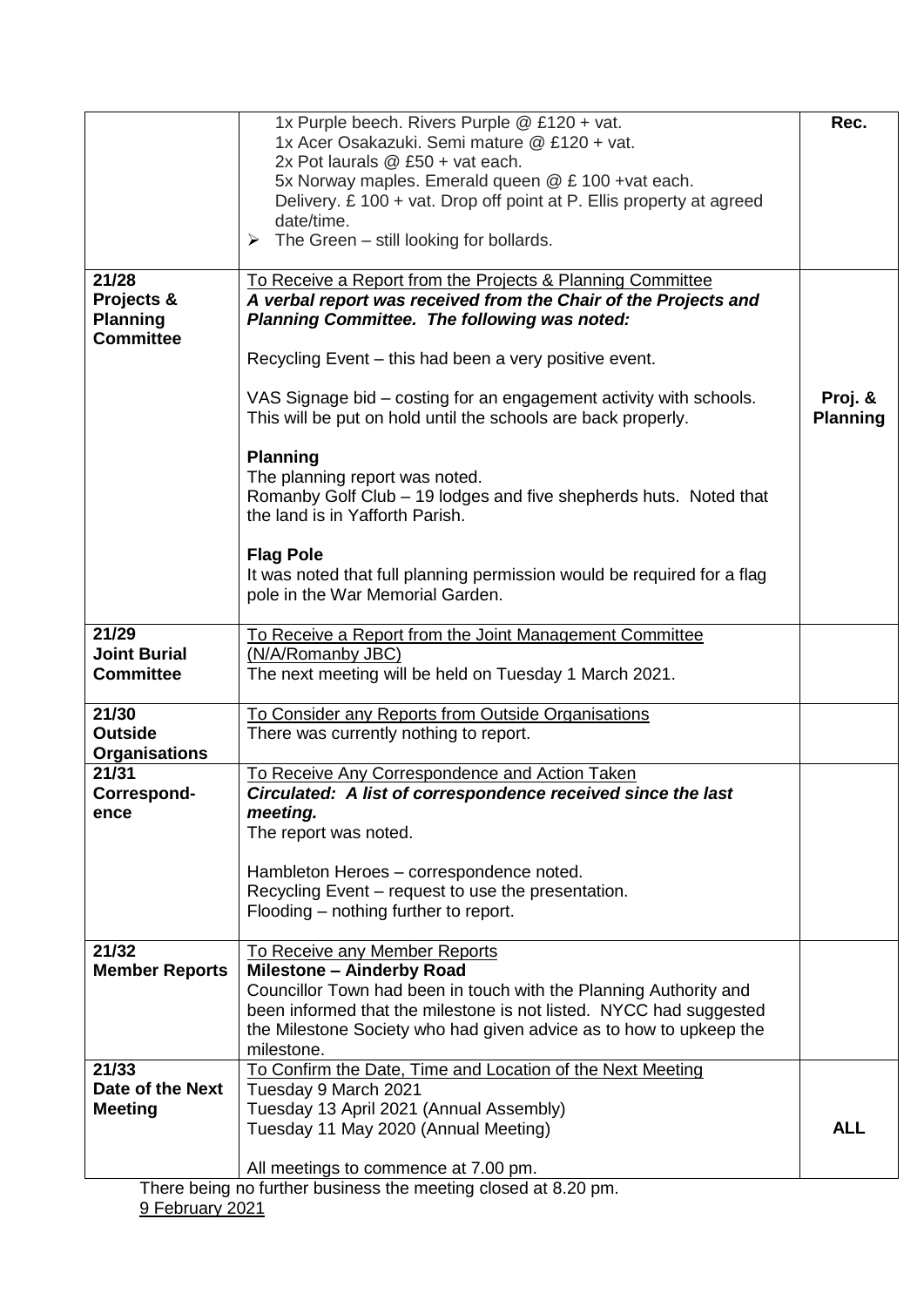| | | |
|---|---|---|
| | 1x Purple beech. Rivers Purple @ £120 + vat.<br>1x Acer Osakazuki. Semi mature @ £120 + vat.<br>2x Pot laurals @ £50 + vat each.<br>5x Norway maples. Emerald queen @ £ 100 +vat each.<br>Delivery. £ 100 + vat. Drop off point at P. Ellis property at agreed date/time.<br>➢ The Green – still looking for bollards. | **Rec.** |
| **21/28**<br>**Projects & Planning Committee** | To Receive a Report from the Projects & Planning Committee<br>***A verbal report was received from the Chair of the Projects and Planning Committee. The following was noted:***<br><br>Recycling Event – this had been a very positive event.<br><br>VAS Signage bid – costing for an engagement activity with schools. This will be put on hold until the schools are back properly.<br><br>**Planning**<br>The planning report was noted.<br>Romanby Golf Club – 19 lodges and five shepherds huts. Noted that the land is in Yafforth Parish.<br><br>**Flag Pole**<br>It was noted that full planning permission would be required for a flag pole in the War Memorial Garden. | **Proj. & Planning** |
| **21/29**<br>**Joint Burial Committee** | To Receive a Report from the Joint Management Committee (N/A/Romanby JBC)<br>The next meeting will be held on Tuesday 1 March 2021. | |
| **21/30**<br>**Outside Organisations** | To Consider any Reports from Outside Organisations<br>There was currently nothing to report. | |
| **21/31**<br>**Correspond-ence** | To Receive Any Correspondence and Action Taken<br>***Circulated: A list of correspondence received since the last meeting.***<br>The report was noted.<br><br>Hambleton Heroes – correspondence noted.<br>Recycling Event – request to use the presentation.<br>Flooding – nothing further to report. | |
| **21/32**<br>**Member Reports** | To Receive any Member Reports<br>**Milestone – Ainderby Road**<br>Councillor Town had been in touch with the Planning Authority and been informed that the milestone is not listed. NYCC had suggested the Milestone Society who had given advice as to how to upkeep the milestone. | |
| **21/33**<br>**Date of the Next Meeting** | To Confirm the Date, Time and Location of the Next Meeting<br>Tuesday 9 March 2021<br>Tuesday 13 April 2021 (Annual Assembly)<br>Tuesday 11 May 2020 (Annual Meeting)<br><br>All meetings to commence at 7.00 pm. | **ALL** |

There being no further business the meeting closed at 8.20 pm.

9 February 2021